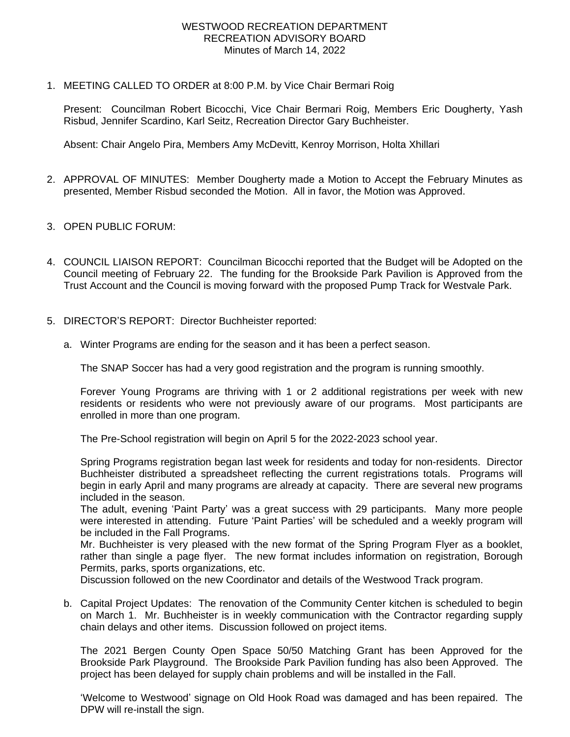# WESTWOOD RECREATION DEPARTMENT
## RECREATION ADVISORY BOARD
### Minutes of March 14, 2022

1. MEETING CALLED TO ORDER at 8:00 P.M. by Vice Chair Bermari Roig

   Present: Councilman Robert Bicocchi, Vice Chair Bermari Roig, Members Eric Dougherty, Yash Risbud, Jennifer Scardino, Karl Seitz, Recreation Director Gary Buchheister.

   Absent: Chair Angelo Pira, Members Amy McDevitt, Kenroy Morrison, Holta Xhillari

2. APPROVAL OF MINUTES: Member Dougherty made a Motion to Accept the February Minutes as presented, Member Risbud seconded the Motion. All in favor, the Motion was Approved.

3. OPEN PUBLIC FORUM:

4. COUNCIL LIAISON REPORT: Councilman Bicocchi reported that the Budget will be Adopted on the Council meeting of February 22. The funding for the Brookside Park Pavilion is Approved from the Trust Account and the Council is moving forward with the proposed Pump Track for Westvale Park.

5. DIRECTOR'S REPORT: Director Buchheister reported:

   a. Winter Programs are ending for the season and it has been a perfect season.

      The SNAP Soccer has had a very good registration and the program is running smoothly.

      Forever Young Programs are thriving with 1 or 2 additional registrations per week with new residents or residents who were not previously aware of our programs. Most participants are enrolled in more than one program.

      The Pre-School registration will begin on April 5 for the 2022-2023 school year.

      Spring Programs registration began last week for residents and today for non-residents. Director Buchheister distributed a spreadsheet reflecting the current registrations totals. Programs will begin in early April and many programs are already at capacity. There are several new programs included in the season.
      The adult, evening 'Paint Party' was a great success with 29 participants. Many more people were interested in attending. Future 'Paint Parties' will be scheduled and a weekly program will be included in the Fall Programs.
      Mr. Buchheister is very pleased with the new format of the Spring Program Flyer as a booklet, rather than single a page flyer. The new format includes information on registration, Borough Permits, parks, sports organizations, etc.
      Discussion followed on the new Coordinator and details of the Westwood Track program.

   b. Capital Project Updates: The renovation of the Community Center kitchen is scheduled to begin on March 1. Mr. Buchheister is in weekly communication with the Contractor regarding supply chain delays and other items. Discussion followed on project items.

      The 2021 Bergen County Open Space 50/50 Matching Grant has been Approved for the Brookside Park Playground. The Brookside Park Pavilion funding has also been Approved. The project has been delayed for supply chain problems and will be installed in the Fall.

      'Welcome to Westwood' signage on Old Hook Road was damaged and has been repaired. The DPW will re-install the sign.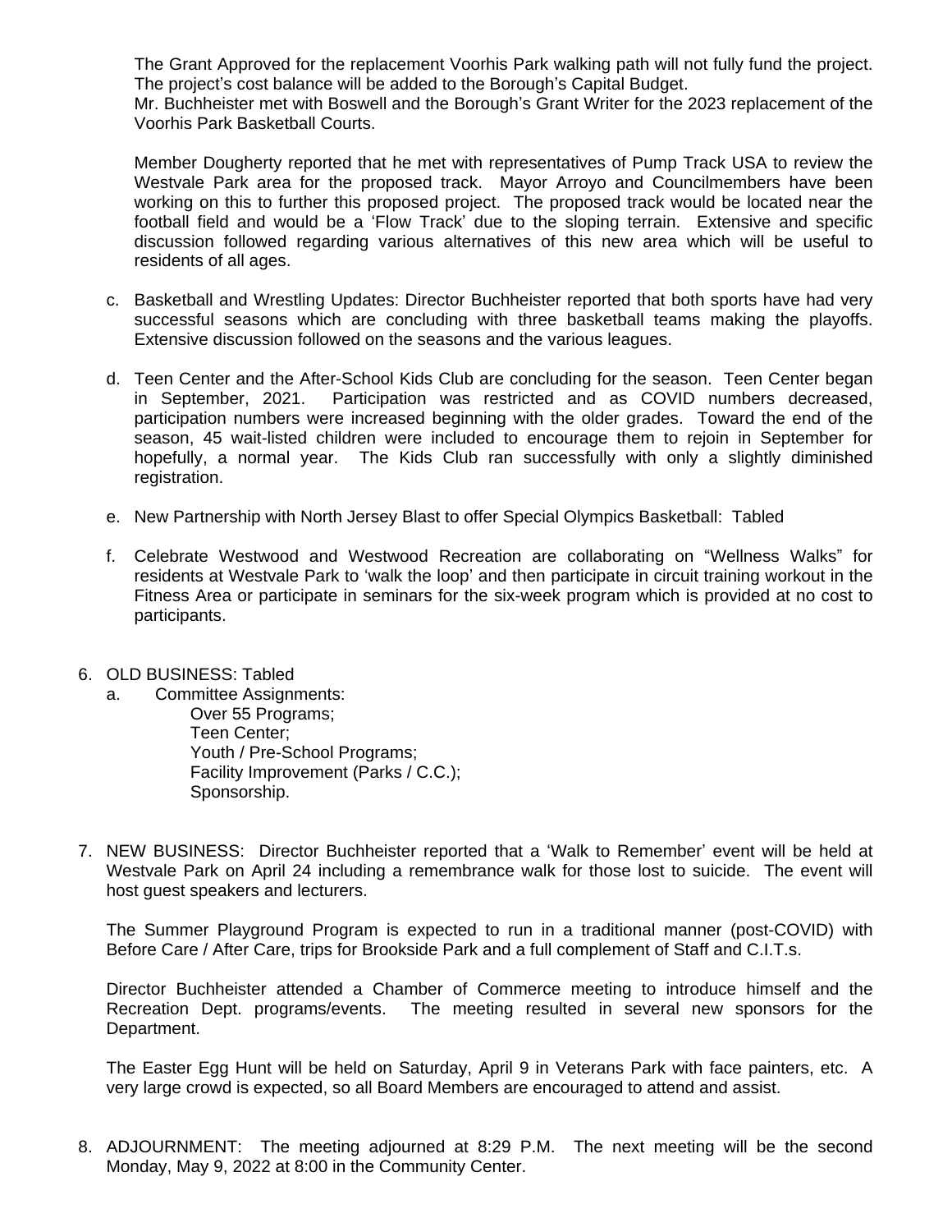The Grant Approved for the replacement Voorhis Park walking path will not fully fund the project. The project's cost balance will be added to the Borough's Capital Budget.
Mr. Buchheister met with Boswell and the Borough's Grant Writer for the 2023 replacement of the Voorhis Park Basketball Courts.

Member Dougherty reported that he met with representatives of Pump Track USA to review the Westvale Park area for the proposed track. Mayor Arroyo and Councilmembers have been working on this to further this proposed project. The proposed track would be located near the football field and would be a 'Flow Track' due to the sloping terrain. Extensive and specific discussion followed regarding various alternatives of this new area which will be useful to residents of all ages.

c. Basketball and Wrestling Updates: Director Buchheister reported that both sports have had very successful seasons which are concluding with three basketball teams making the playoffs. Extensive discussion followed on the seasons and the various leagues.

d. Teen Center and the After-School Kids Club are concluding for the season. Teen Center began in September, 2021. Participation was restricted and as COVID numbers decreased, participation numbers were increased beginning with the older grades. Toward the end of the season, 45 wait-listed children were included to encourage them to rejoin in September for hopefully, a normal year. The Kids Club ran successfully with only a slightly diminished registration.

e. New Partnership with North Jersey Blast to offer Special Olympics Basketball: Tabled

f. Celebrate Westwood and Westwood Recreation are collaborating on "Wellness Walks" for residents at Westvale Park to 'walk the loop' and then participate in circuit training workout in the Fitness Area or participate in seminars for the six-week program which is provided at no cost to participants.

6. OLD BUSINESS: Tabled
   a. Committee Assignments:
      Over 55 Programs;
      Teen Center;
      Youth / Pre-School Programs;
      Facility Improvement (Parks / C.C.);
      Sponsorship.

7. NEW BUSINESS: Director Buchheister reported that a 'Walk to Remember' event will be held at Westvale Park on April 24 including a remembrance walk for those lost to suicide. The event will host guest speakers and lecturers.

   The Summer Playground Program is expected to run in a traditional manner (post-COVID) with Before Care / After Care, trips for Brookside Park and a full complement of Staff and C.I.T.s.

   Director Buchheister attended a Chamber of Commerce meeting to introduce himself and the Recreation Dept. programs/events. The meeting resulted in several new sponsors for the Department.

   The Easter Egg Hunt will be held on Saturday, April 9 in Veterans Park with face painters, etc. A very large crowd is expected, so all Board Members are encouraged to attend and assist.

8. ADJOURNMENT: The meeting adjourned at 8:29 P.M. The next meeting will be the second Monday, May 9, 2022 at 8:00 in the Community Center.